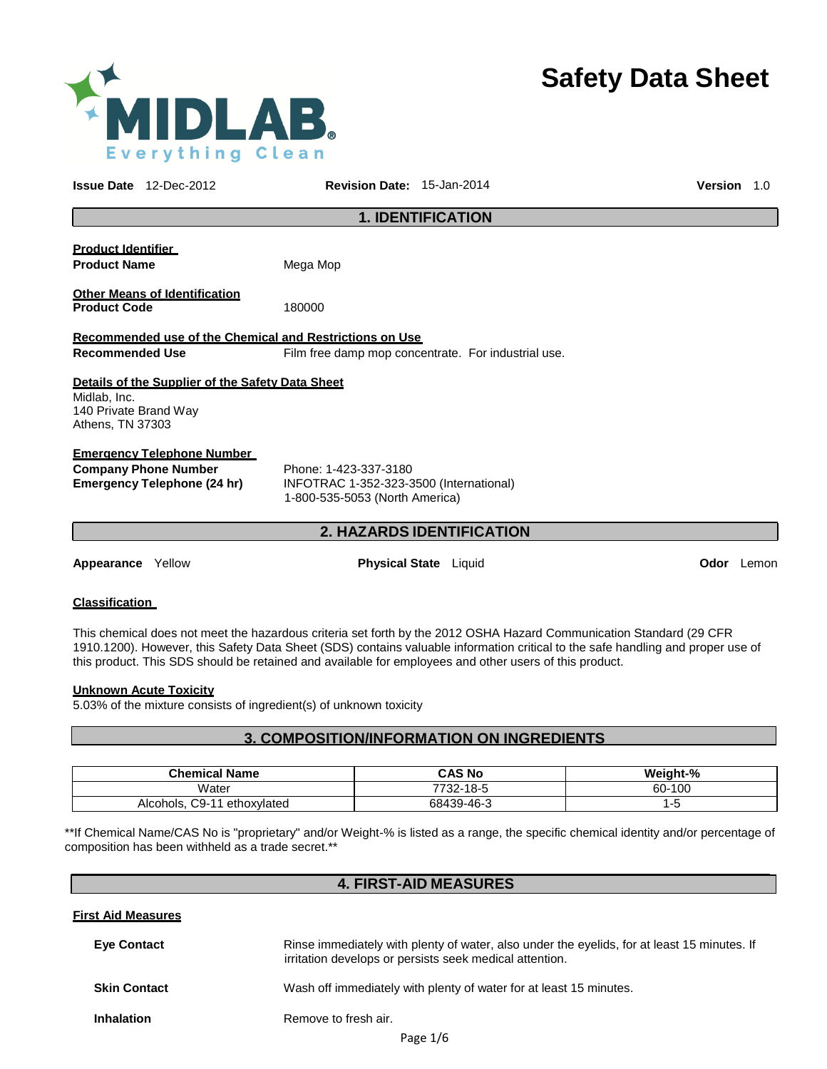MIDLAB®
Everything Clean

# Safety Data Sheet

**Issue Date** 12-Dec-2012 **Revision Date:** 15-Jan-2014 **Version** 1.0

## 1. IDENTIFICATION

**Product Identifier**

**Product Name** Mega Mop

**Other Means of Identification**

**Product Code** 180000

**Recommended use of the Chemical and Restrictions on Use**

**Recommended Use** Film free damp mop concentrate. For industrial use.

**Details of the Supplier of the Safety Data Sheet**

Midlab, Inc.
140 Private Brand Way
Athens, TN 37303

**Emergency Telephone Number**

**Company Phone Number** Phone: 1-423-337-3180

**Emergency Telephone (24 hr)** INFOTRAC 1-352-323-3500 (International)
1-800-535-5053 (North America)

## 2. HAZARDS IDENTIFICATION

**Appearance** Yellow **Physical State** Liquid **Odor** Lemon

**Classification**

This chemical does not meet the hazardous criteria set forth by the 2012 OSHA Hazard Communication Standard (29 CFR 1910.1200). However, this Safety Data Sheet (SDS) contains valuable information critical to the safe handling and proper use of this product. This SDS should be retained and available for employees and other users of this product.

**Unknown Acute Toxicity**

5.03% of the mixture consists of ingredient(s) of unknown toxicity

## 3. COMPOSITION/INFORMATION ON INGREDIENTS

| Chemical Name | CAS No | Weight-% |
|---|---|---|
| Water | 7732-18-5 | 60-100 |
| Alcohols, C9-11 ethoxylated | 68439-46-3 | 1-5 |

**If Chemical Name/CAS No is "proprietary" and/or Weight-% is listed as a range, the specific chemical identity and/or percentage of composition has been withheld as a trade secret.**

## 4. FIRST-AID MEASURES

**First Aid Measures**

**Eye Contact** Rinse immediately with plenty of water, also under the eyelids, for at least 15 minutes. If irritation develops or persists seek medical attention.

**Skin Contact** Wash off immediately with plenty of water for at least 15 minutes.

**Inhalation** Remove to fresh air.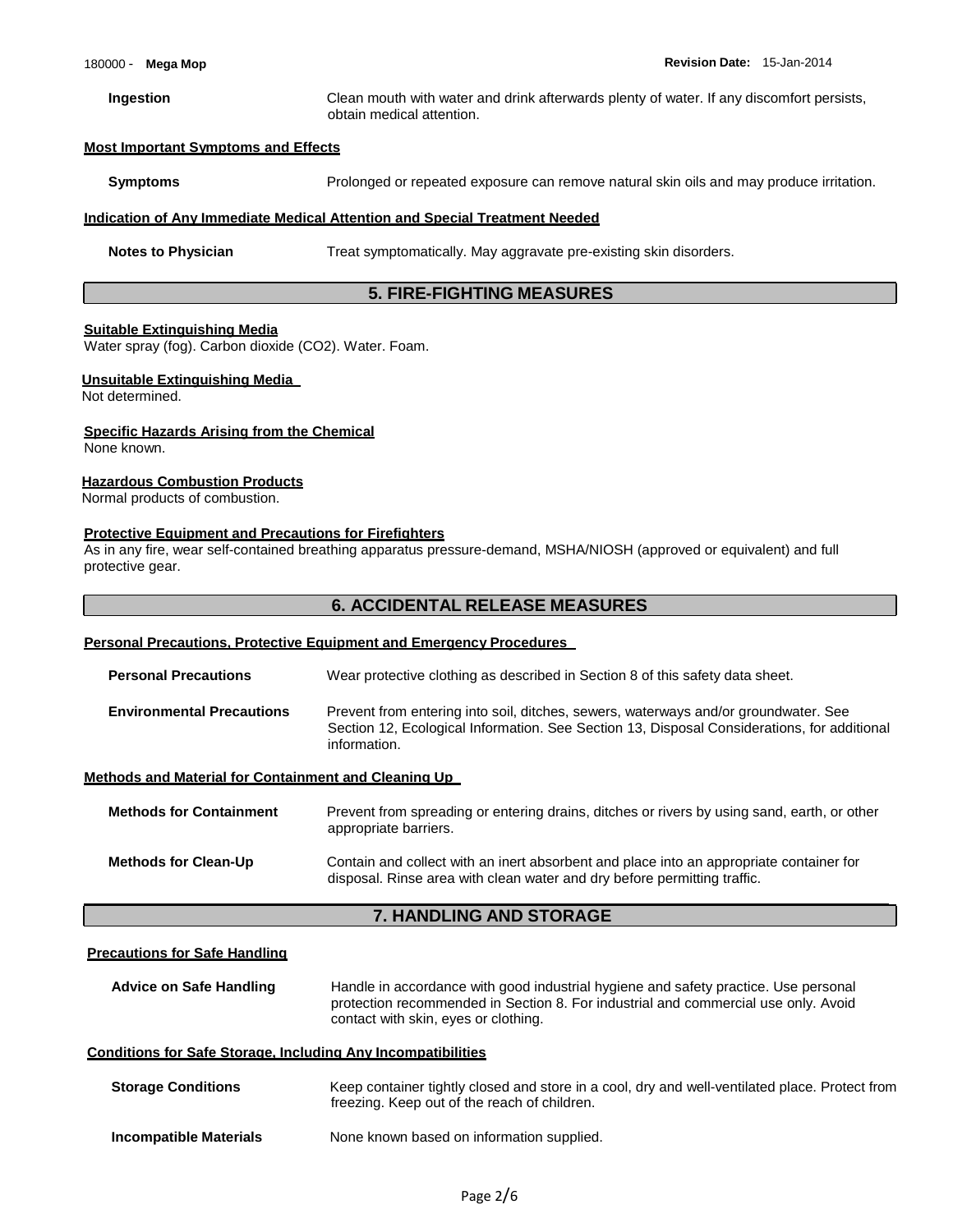**Ingestion** Clean mouth with water and drink afterwards plenty of water. If any discomfort persists, obtain medical attention.

### Most Important Symptoms and Effects

**Symptoms** Prolonged or repeated exposure can remove natural skin oils and may produce irritation.

### Indication of Any Immediate Medical Attention and Special Treatment Needed

**Notes to Physician** Treat symptomatically. May aggravate pre-existing skin disorders.

## 5. FIRE-FIGHTING MEASURES

### Suitable Extinguishing Media

Water spray (fog). Carbon dioxide ($CO_2$). Water. Foam.

### Unsuitable Extinguishing Media

Not determined.

### Specific Hazards Arising from the Chemical

None known.

### Hazardous Combustion Products

Normal products of combustion.

### Protective Equipment and Precautions for Firefighters

As in any fire, wear self-contained breathing apparatus pressure-demand, MSHA/NIOSH (approved or equivalent) and full protective gear.

## 6. ACCIDENTAL RELEASE MEASURES

### Personal Precautions, Protective Equipment and Emergency Procedures

**Personal Precautions** Wear protective clothing as described in Section 8 of this safety data sheet.

**Environmental Precautions** Prevent from entering into soil, ditches, sewers, waterways and/or groundwater. See Section 12, Ecological Information. See Section 13, Disposal Considerations, for additional information.

### Methods and Material for Containment and Cleaning Up

**Methods for Containment** Prevent from spreading or entering drains, ditches or rivers by using sand, earth, or other appropriate barriers.

**Methods for Clean-Up** Contain and collect with an inert absorbent and place into an appropriate container for disposal. Rinse area with clean water and dry before permitting traffic.

## 7. HANDLING AND STORAGE

### Precautions for Safe Handling

**Advice on Safe Handling** Handle in accordance with good industrial hygiene and safety practice. Use personal protection recommended in Section 8. For industrial and commercial use only. Avoid contact with skin, eyes or clothing.

### Conditions for Safe Storage, Including Any Incompatibilities

**Storage Conditions** Keep container tightly closed and store in a cool, dry and well-ventilated place. Protect from freezing. Keep out of the reach of children.

**Incompatible Materials** None known based on information supplied.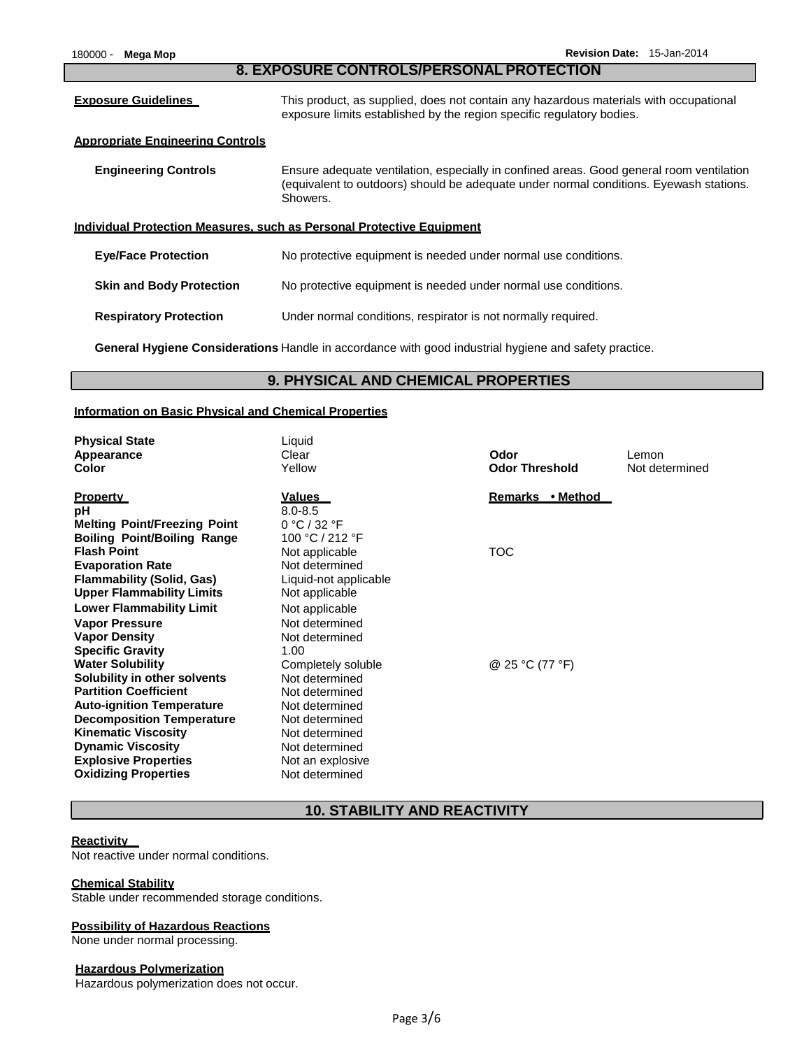## 8. EXPOSURE CONTROLS/PERSONAL PROTECTION

**Exposure Guidelines** This product, as supplied, does not contain any hazardous materials with occupational exposure limits established by the region specific regulatory bodies.

**Appropriate Engineering Controls**

**Engineering Controls** Ensure adequate ventilation, especially in confined areas. Good general room ventilation (equivalent to outdoors) should be adequate under normal conditions. Eyewash stations. Showers.

**Individual Protection Measures, such as Personal Protective Equipment**

**Eye/Face Protection** No protective equipment is needed under normal use conditions.

**Skin and Body Protection** No protective equipment is needed under normal use conditions.

**Respiratory Protection** Under normal conditions, respirator is not normally required.

**General Hygiene Considerations** Handle in accordance with good industrial hygiene and safety practice.

## 9. PHYSICAL AND CHEMICAL PROPERTIES

**Information on Basic Physical and Chemical Properties**

| | | | |
|---|---|---|---|
| **Physical State** | Liquid | | |
| **Appearance** | Clear | **Odor** | Lemon |
| **Color** | Yellow | **Odor Threshold** | Not determined |

| **Property** | **Values** | **Remarks • Method** |
|---|---|---|
| **pH** | 8.0-8.5 | |
| **Melting Point/Freezing Point** | 0 °C / 32 °F | |
| **Boiling Point/Boiling Range** | 100 °C / 212 °F | |
| **Flash Point** | Not applicable | TOC |
| **Evaporation Rate** | Not determined | |
| **Flammability (Solid, Gas)** | Liquid-not applicable | |
| **Upper Flammability Limits** | Not applicable | |
| **Lower Flammability Limit** | Not applicable | |
| **Vapor Pressure** | Not determined | |
| **Vapor Density** | Not determined | |
| **Specific Gravity** | 1.00 | |
| **Water Solubility** | Completely soluble | @ 25 °C (77 °F) |
| **Solubility in other solvents** | Not determined | |
| **Partition Coefficient** | Not determined | |
| **Auto-ignition Temperature** | Not determined | |
| **Decomposition Temperature** | Not determined | |
| **Kinematic Viscosity** | Not determined | |
| **Dynamic Viscosity** | Not determined | |
| **Explosive Properties** | Not an explosive | |
| **Oxidizing Properties** | Not determined | |

## 10. STABILITY AND REACTIVITY

**Reactivity**

Not reactive under normal conditions.

**Chemical Stability**

Stable under recommended storage conditions.

**Possibility of Hazardous Reactions**

None under normal processing.

**Hazardous Polymerization**

Hazardous polymerization does not occur.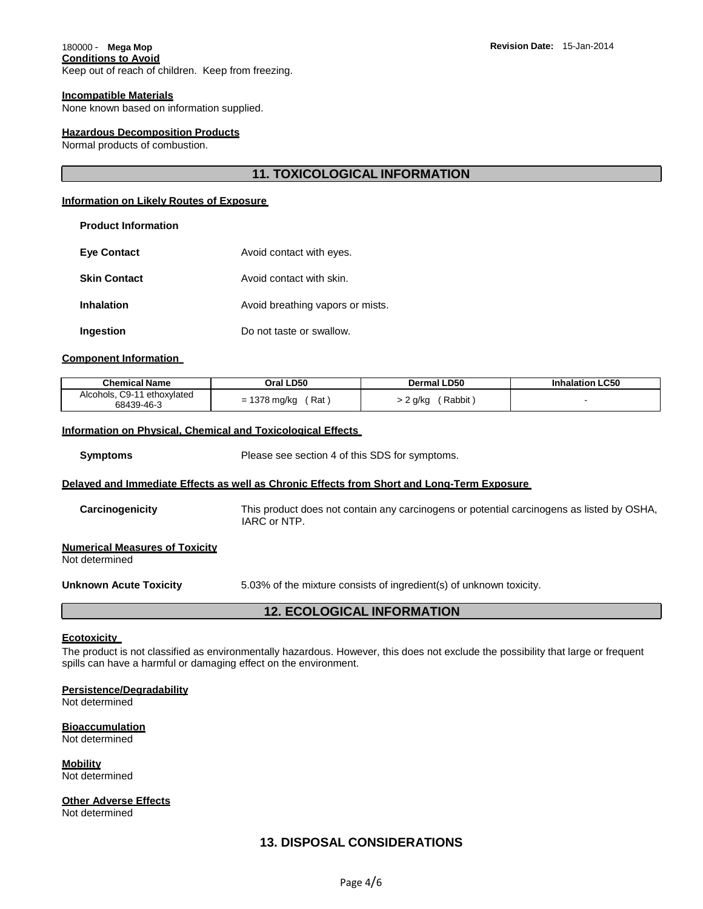### Conditions to Avoid

Keep out of reach of children. Keep from freezing.

### Incompatible Materials

None known based on information supplied.

### Hazardous Decomposition Products

Normal products of combustion.

## 11. TOXICOLOGICAL INFORMATION

### Information on Likely Routes of Exposure

**Product Information**

**Eye Contact** Avoid contact with eyes.

**Skin Contact** Avoid contact with skin.

**Inhalation** Avoid breathing vapors or mists.

**Ingestion** Do not taste or swallow.

### Component Information

| Chemical Name | Oral LD50 | Dermal LD50 | Inhalation LC50 |
|---|---|---|---|
| Alcohols, C9-11 ethoxylated 68439-46-3 | = 1378 mg/kg ( Rat ) | > 2 g/kg ( Rabbit ) | - |

### Information on Physical, Chemical and Toxicological Effects

**Symptoms** Please see section 4 of this SDS for symptoms.

### Delayed and Immediate Effects as well as Chronic Effects from Short and Long-Term Exposure

**Carcinogenicity** This product does not contain any carcinogens or potential carcinogens as listed by OSHA, IARC or NTP.

### Numerical Measures of Toxicity

Not determined

**Unknown Acute Toxicity** 5.03% of the mixture consists of ingredient(s) of unknown toxicity.

## 12. ECOLOGICAL INFORMATION

### Ecotoxicity

The product is not classified as environmentally hazardous. However, this does not exclude the possibility that large or frequent spills can have a harmful or damaging effect on the environment.

### Persistence/Degradability

Not determined

### Bioaccumulation

Not determined

### Mobility

Not determined

### Other Adverse Effects

Not determined

## 13. DISPOSAL CONSIDERATIONS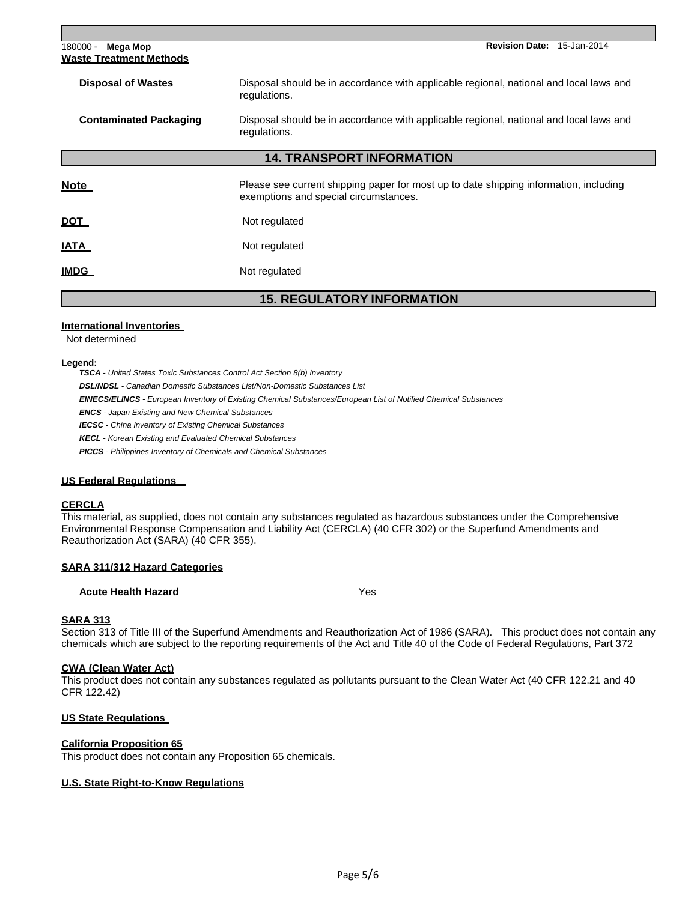## Waste Treatment Methods

| | |
|---|---|
| **Disposal of Wastes** | Disposal should be in accordance with applicable regional, national and local laws and regulations. |
| **Contaminated Packaging** | Disposal should be in accordance with applicable regional, national and local laws and regulations. |

## 14. TRANSPORT INFORMATION

| | |
|---|---|
| **Note** | Please see current shipping paper for most up to date shipping information, including exemptions and special circumstances. |
| **DOT** | Not regulated |
| **IATA** | Not regulated |
| **IMDG** | Not regulated |

## 15. REGULATORY INFORMATION

### International Inventories

Not determined

**Legend:**

***TSCA*** *- United States Toxic Substances Control Act Section 8(b) Inventory*
***DSL/NDSL*** *- Canadian Domestic Substances List/Non-Domestic Substances List*
***EINECS/ELINCS*** *- European Inventory of Existing Chemical Substances/European List of Notified Chemical Substances*
***ENCS*** *- Japan Existing and New Chemical Substances*
***IECSC*** *- China Inventory of Existing Chemical Substances*
***KECL*** *- Korean Existing and Evaluated Chemical Substances*
***PICCS*** *- Philippines Inventory of Chemicals and Chemical Substances*

### US Federal Regulations

#### CERCLA

This material, as supplied, does not contain any substances regulated as hazardous substances under the Comprehensive Environmental Response Compensation and Liability Act (CERCLA) (40 CFR 302) or the Superfund Amendments and Reauthorization Act (SARA) (40 CFR 355).

#### SARA 311/312 Hazard Categories

| | |
|---|---|
| **Acute Health Hazard** | Yes |

#### SARA 313

Section 313 of Title III of the Superfund Amendments and Reauthorization Act of 1986 (SARA). This product does not contain any chemicals which are subject to the reporting requirements of the Act and Title 40 of the Code of Federal Regulations, Part 372

#### CWA (Clean Water Act)

This product does not contain any substances regulated as pollutants pursuant to the Clean Water Act (40 CFR 122.21 and 40 CFR 122.42)

### US State Regulations

#### California Proposition 65

This product does not contain any Proposition 65 chemicals.

#### U.S. State Right-to-Know Regulations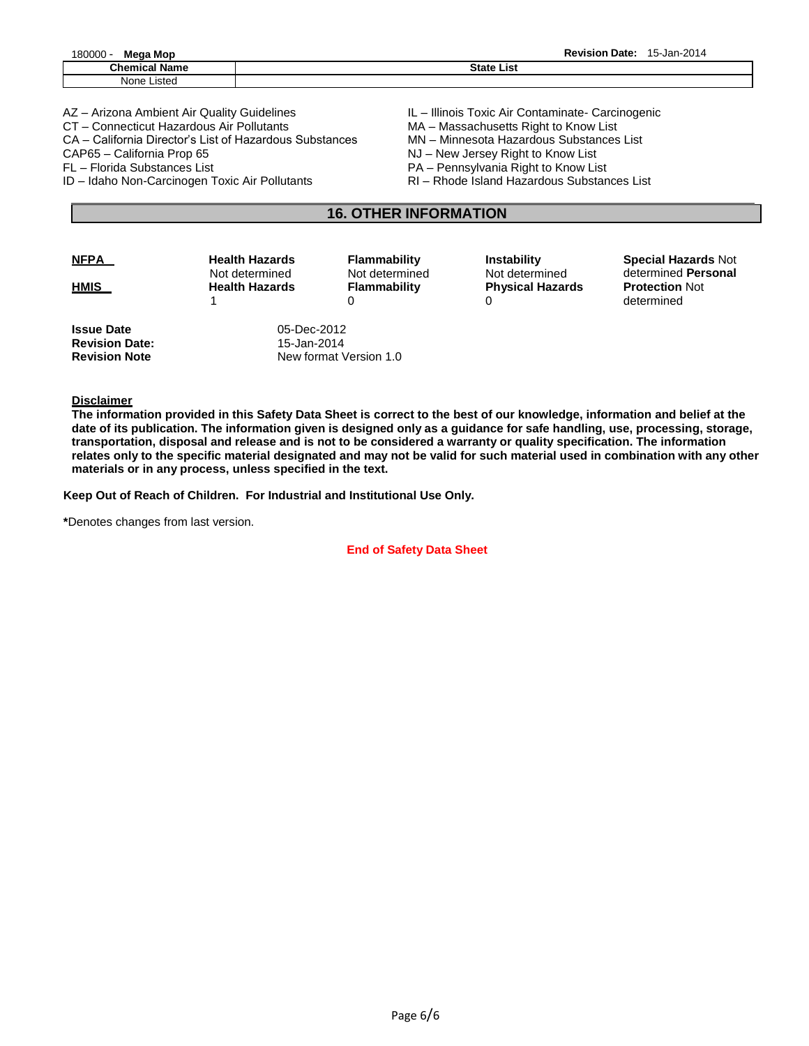| Chemical Name | State List |
| --- | --- |
| None Listed | |

AZ – Arizona Ambient Air Quality Guidelines
CT – Connecticut Hazardous Air Pollutants
CA – California Director's List of Hazardous Substances
CAP65 – California Prop 65
FL – Florida Substances List
ID – Idaho Non-Carcinogen Toxic Air Pollutants
IL – Illinois Toxic Air Contaminate- Carcinogenic
MA – Massachusetts Right to Know List
MN – Minnesota Hazardous Substances List
NJ – New Jersey Right to Know List
PA – Pennsylvania Right to Know List
RI – Rhode Island Hazardous Substances List

## 16. OTHER INFORMATION

| | | | | |
| --- | --- | --- | --- | --- |
| **NFPA** | **Health Hazards** Not determined | **Flammability** Not determined | **Instability** Not determined | **Special Hazards** Not determined |
| **HMIS** | **Health Hazards** 1 | **Flammability** 0 | **Physical Hazards** 0 | **Personal Protection** Not determined |

**Issue Date** 05-Dec-2012
**Revision Date:** 15-Jan-2014
**Revision Note** New format Version 1.0

**Disclaimer**

**The information provided in this Safety Data Sheet is correct to the best of our knowledge, information and belief at the date of its publication. The information given is designed only as a guidance for safe handling, use, processing, storage, transportation, disposal and release and is not to be considered a warranty or quality specification. The information relates only to the specific material designated and may not be valid for such material used in combination with any other materials or in any process, unless specified in the text.**

**Keep Out of Reach of Children. For Industrial and Institutional Use Only.**

**\***Denotes changes from last version.

**End of Safety Data Sheet**